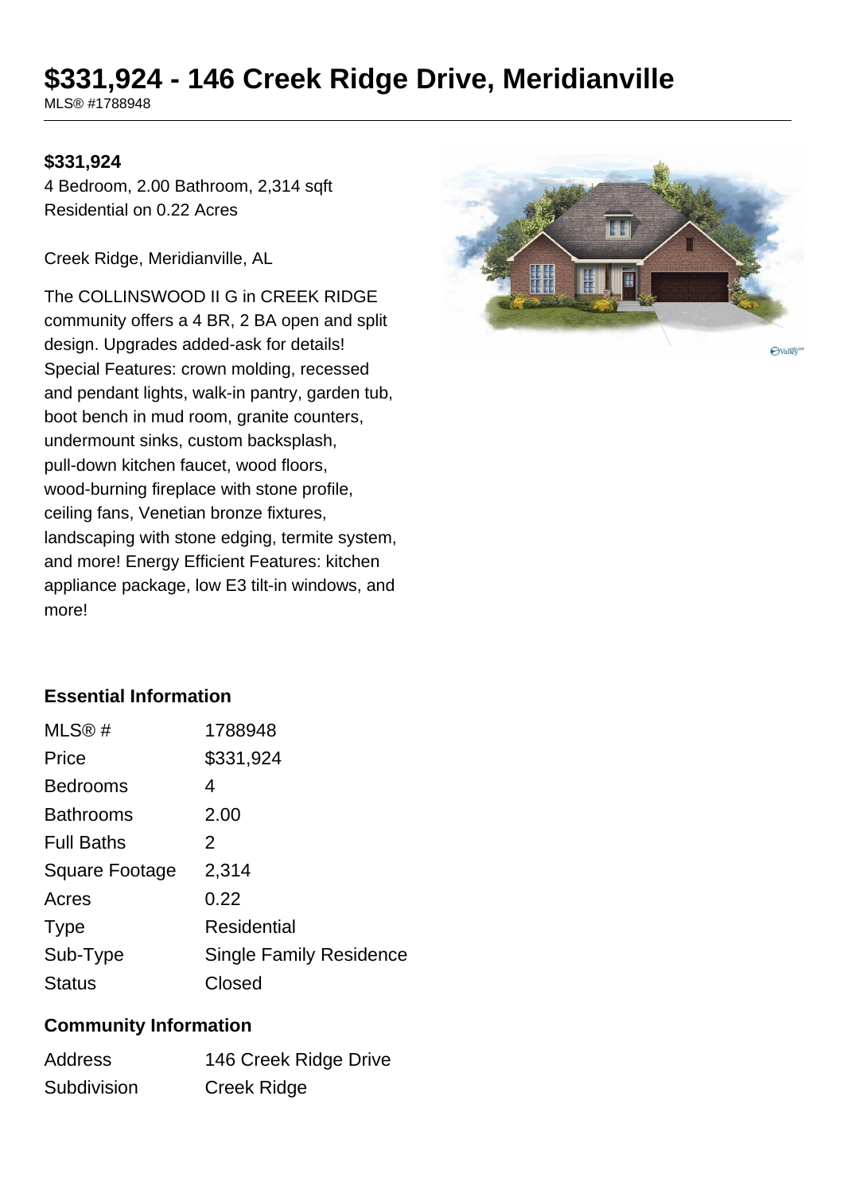# $331,924 - 146 Creek Ridge Drive, Meridianville

MLS® #1788948

**$331,924**

4 Bedroom, 2.00 Bathroom, 2,314 sqft
Residential on 0.22 Acres

Creek Ridge, Meridianville, AL

The COLLINSWOOD II G in CREEK RIDGE community offers a 4 BR, 2 BA open and split design. Upgrades added-ask for details! Special Features: crown molding, recessed and pendant lights, walk-in pantry, garden tub, boot bench in mud room, granite counters, undermount sinks, custom backsplash, pull-down kitchen faucet, wood floors, wood-burning fireplace with stone profile, ceiling fans, Venetian bronze fixtures, landscaping with stone edging, termite system, and more! Energy Efficient Features: kitchen appliance package, low E3 tilt-in windows, and more!

### Essential Information

| | |
|---|---|
| MLS® # | 1788948 |
| Price | $331,924 |
| Bedrooms | 4 |
| Bathrooms | 2.00 |
| Full Baths | 2 |
| Square Footage | 2,314 |
| Acres | 0.22 |
| Type | Residential |
| Sub-Type | Single Family Residence |
| Status | Closed |

### Community Information

| | |
|---|---|
| Address | 146 Creek Ridge Drive |
| Subdivision | Creek Ridge |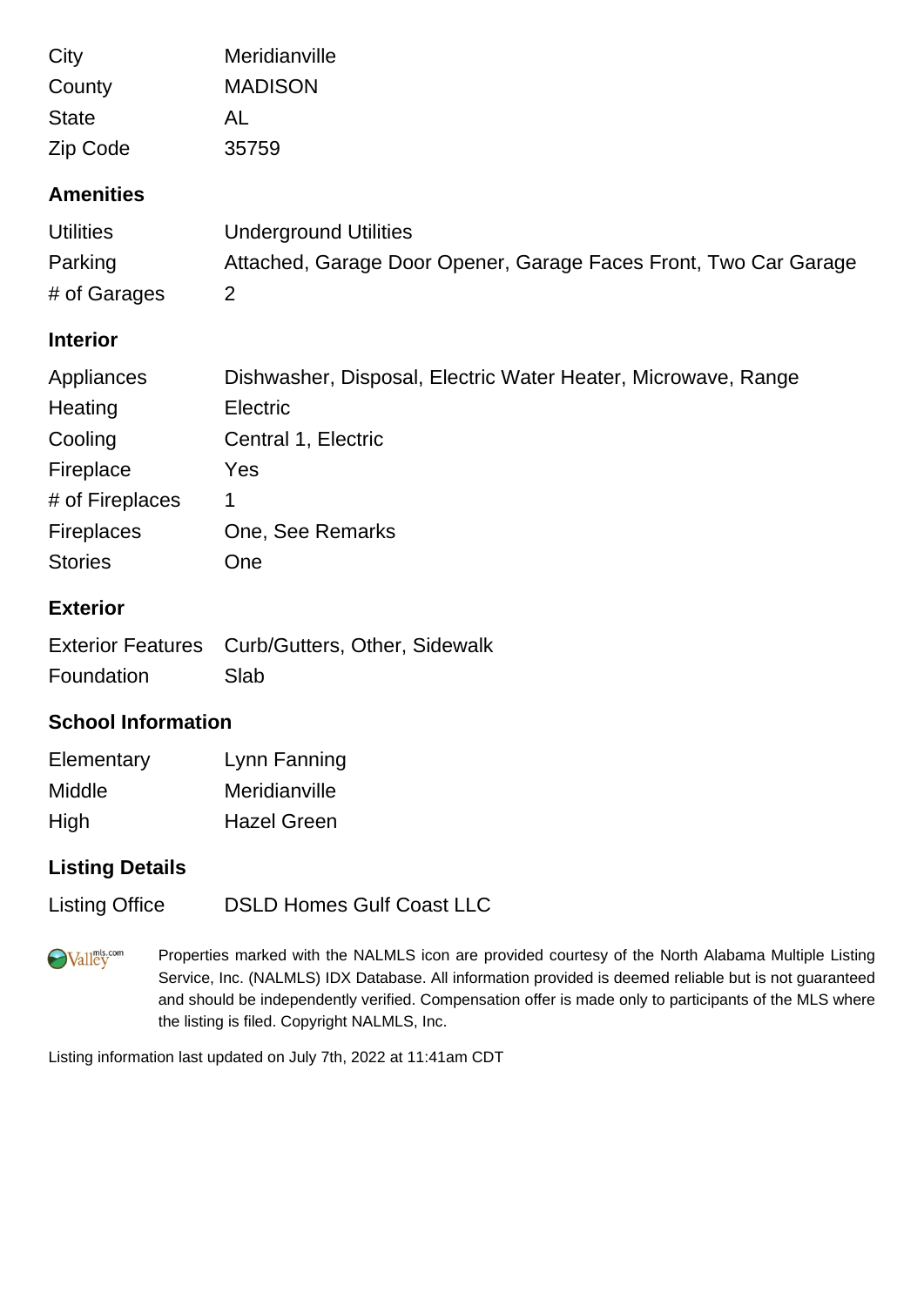| | |
|---|---|
| City | Meridianville |
| County | MADISON |
| State | AL |
| Zip Code | 35759 |

## Amenities

| | |
|---|---|
| Utilities | Underground Utilities |
| Parking | Attached, Garage Door Opener, Garage Faces Front, Two Car Garage |
| # of Garages | 2 |

## Interior

| | |
|---|---|
| Appliances | Dishwasher, Disposal, Electric Water Heater, Microwave, Range |
| Heating | Electric |
| Cooling | Central 1, Electric |
| Fireplace | Yes |
| # of Fireplaces | 1 |
| Fireplaces | One, See Remarks |
| Stories | One |

## Exterior

| | |
|---|---|
| Exterior Features | Curb/Gutters, Other, Sidewalk |
| Foundation | Slab |

## School Information

| | |
|---|---|
| Elementary | Lynn Fanning |
| Middle | Meridianville |
| High | Hazel Green |

## Listing Details

| | |
|---|---|
| Listing Office | DSLD Homes Gulf Coast LLC |

Valleymls.com

Properties marked with the NALMLS icon are provided courtesy of the North Alabama Multiple Listing Service, Inc. (NALMLS) IDX Database. All information provided is deemed reliable but is not guaranteed and should be independently verified. Compensation offer is made only to participants of the MLS where the listing is filed. Copyright NALMLS, Inc.

Listing information last updated on July 7th, 2022 at 11:41am CDT